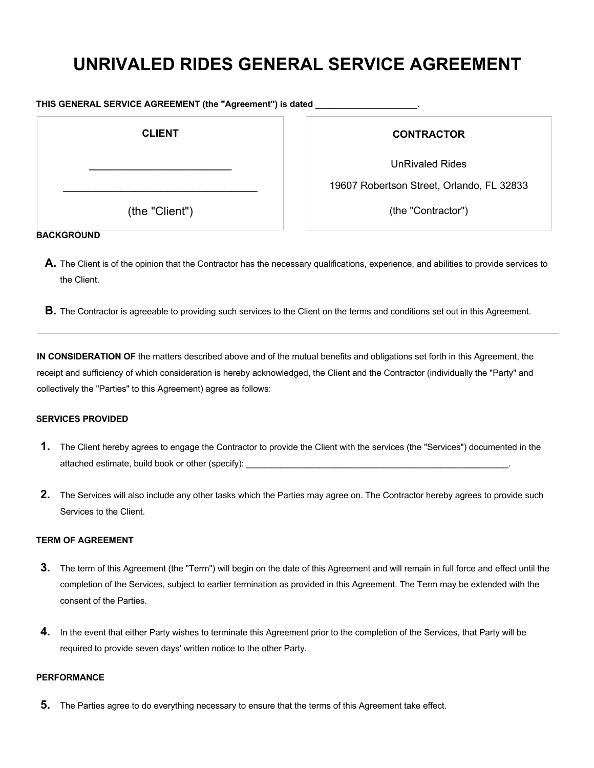# UNRIVALED RIDES GENERAL SERVICE AGREEMENT

**THIS GENERAL SERVICE AGREEMENT (the "Agreement") is dated ____________________.**

| CLIENT | CONTRACTOR |
|---|---|
| _________________________ | UnRivaled Rides |
| ___________________________________ | 19607 Robertson Street, Orlando, FL 32833 |
| (the "Client") | (the "Contractor") |

**BACKGROUND**

**A.** The Client is of the opinion that the Contractor has the necessary qualifications, experience, and abilities to provide services to the Client.

**B.** The Contractor is agreeable to providing such services to the Client on the terms and conditions set out in this Agreement.

---

**IN CONSIDERATION OF** the matters described above and of the mutual benefits and obligations set forth in this Agreement, the receipt and sufficiency of which consideration is hereby acknowledged, the Client and the Contractor (individually the "Party" and collectively the "Parties" to this Agreement) agree as follows:

**SERVICES PROVIDED**

1. The Client hereby agrees to engage the Contractor to provide the Client with the services (the "Services") documented in the attached estimate, build book or other (specify): _________________________________________________________.

2. The Services will also include any other tasks which the Parties may agree on. The Contractor hereby agrees to provide such Services to the Client.

**TERM OF AGREEMENT**

3. The term of this Agreement (the "Term") will begin on the date of this Agreement and will remain in full force and effect until the completion of the Services, subject to earlier termination as provided in this Agreement. The Term may be extended with the consent of the Parties.

4. In the event that either Party wishes to terminate this Agreement prior to the completion of the Services, that Party will be required to provide seven days' written notice to the other Party.

**PERFORMANCE**

5. The Parties agree to do everything necessary to ensure that the terms of this Agreement take effect.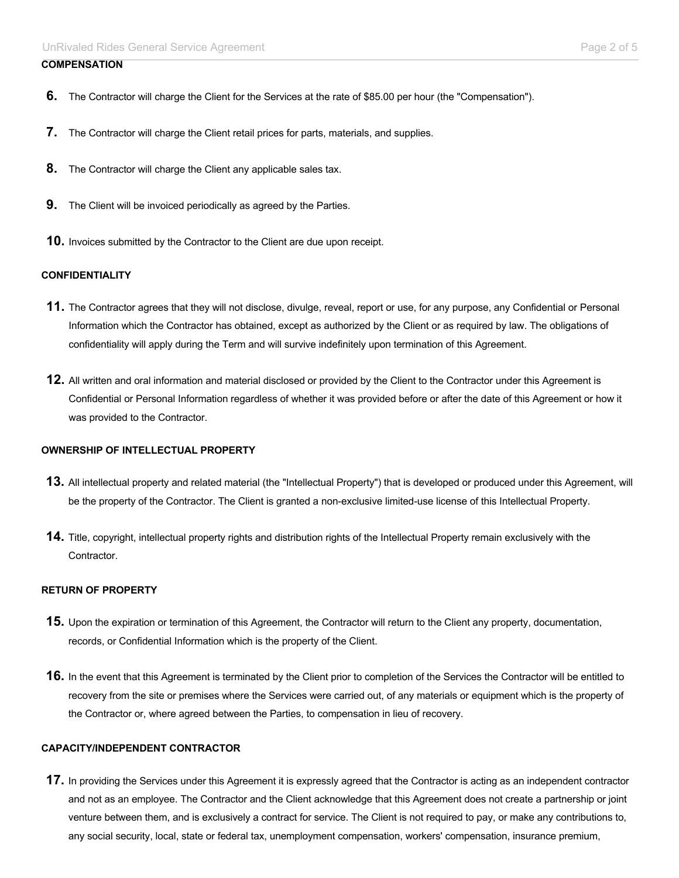**COMPENSATION**

6. The Contractor will charge the Client for the Services at the rate of $85.00 per hour (the "Compensation").

7. The Contractor will charge the Client retail prices for parts, materials, and supplies.

8. The Contractor will charge the Client any applicable sales tax.

9. The Client will be invoiced periodically as agreed by the Parties.

10. Invoices submitted by the Contractor to the Client are due upon receipt.

**CONFIDENTIALITY**

11. The Contractor agrees that they will not disclose, divulge, reveal, report or use, for any purpose, any Confidential or Personal Information which the Contractor has obtained, except as authorized by the Client or as required by law. The obligations of confidentiality will apply during the Term and will survive indefinitely upon termination of this Agreement.

12. All written and oral information and material disclosed or provided by the Client to the Contractor under this Agreement is Confidential or Personal Information regardless of whether it was provided before or after the date of this Agreement or how it was provided to the Contractor.

**OWNERSHIP OF INTELLECTUAL PROPERTY**

13. All intellectual property and related material (the "Intellectual Property") that is developed or produced under this Agreement, will be the property of the Contractor. The Client is granted a non-exclusive limited-use license of this Intellectual Property.

14. Title, copyright, intellectual property rights and distribution rights of the Intellectual Property remain exclusively with the Contractor.

**RETURN OF PROPERTY**

15. Upon the expiration or termination of this Agreement, the Contractor will return to the Client any property, documentation, records, or Confidential Information which is the property of the Client.

16. In the event that this Agreement is terminated by the Client prior to completion of the Services the Contractor will be entitled to recovery from the site or premises where the Services were carried out, of any materials or equipment which is the property of the Contractor or, where agreed between the Parties, to compensation in lieu of recovery.

**CAPACITY/INDEPENDENT CONTRACTOR**

17. In providing the Services under this Agreement it is expressly agreed that the Contractor is acting as an independent contractor and not as an employee. The Contractor and the Client acknowledge that this Agreement does not create a partnership or joint venture between them, and is exclusively a contract for service. The Client is not required to pay, or make any contributions to, any social security, local, state or federal tax, unemployment compensation, workers' compensation, insurance premium,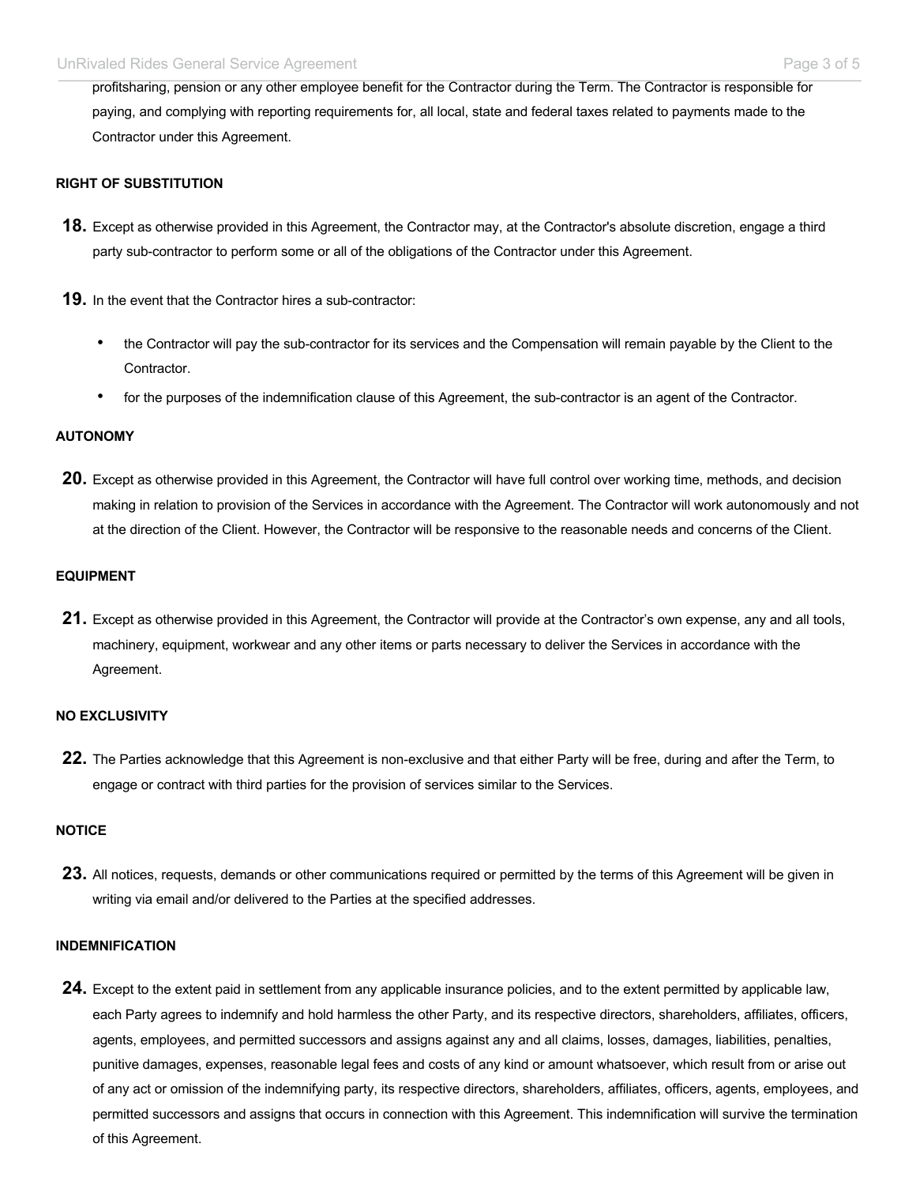profitsharing, pension or any other employee benefit for the Contractor during the Term. The Contractor is responsible for paying, and complying with reporting requirements for, all local, state and federal taxes related to payments made to the Contractor under this Agreement.

#### RIGHT OF SUBSTITUTION

**18.** Except as otherwise provided in this Agreement, the Contractor may, at the Contractor's absolute discretion, engage a third party sub-contractor to perform some or all of the obligations of the Contractor under this Agreement.

**19.** In the event that the Contractor hires a sub-contractor:

- the Contractor will pay the sub-contractor for its services and the Compensation will remain payable by the Client to the Contractor.
- for the purposes of the indemnification clause of this Agreement, the sub-contractor is an agent of the Contractor.

#### AUTONOMY

**20.** Except as otherwise provided in this Agreement, the Contractor will have full control over working time, methods, and decision making in relation to provision of the Services in accordance with the Agreement. The Contractor will work autonomously and not at the direction of the Client. However, the Contractor will be responsive to the reasonable needs and concerns of the Client.

#### EQUIPMENT

**21.** Except as otherwise provided in this Agreement, the Contractor will provide at the Contractor's own expense, any and all tools, machinery, equipment, workwear and any other items or parts necessary to deliver the Services in accordance with the Agreement.

#### NO EXCLUSIVITY

**22.** The Parties acknowledge that this Agreement is non-exclusive and that either Party will be free, during and after the Term, to engage or contract with third parties for the provision of services similar to the Services.

#### NOTICE

**23.** All notices, requests, demands or other communications required or permitted by the terms of this Agreement will be given in writing via email and/or delivered to the Parties at the specified addresses.

#### INDEMNIFICATION

**24.** Except to the extent paid in settlement from any applicable insurance policies, and to the extent permitted by applicable law, each Party agrees to indemnify and hold harmless the other Party, and its respective directors, shareholders, affiliates, officers, agents, employees, and permitted successors and assigns against any and all claims, losses, damages, liabilities, penalties, punitive damages, expenses, reasonable legal fees and costs of any kind or amount whatsoever, which result from or arise out of any act or omission of the indemnifying party, its respective directors, shareholders, affiliates, officers, agents, employees, and permitted successors and assigns that occurs in connection with this Agreement. This indemnification will survive the termination of this Agreement.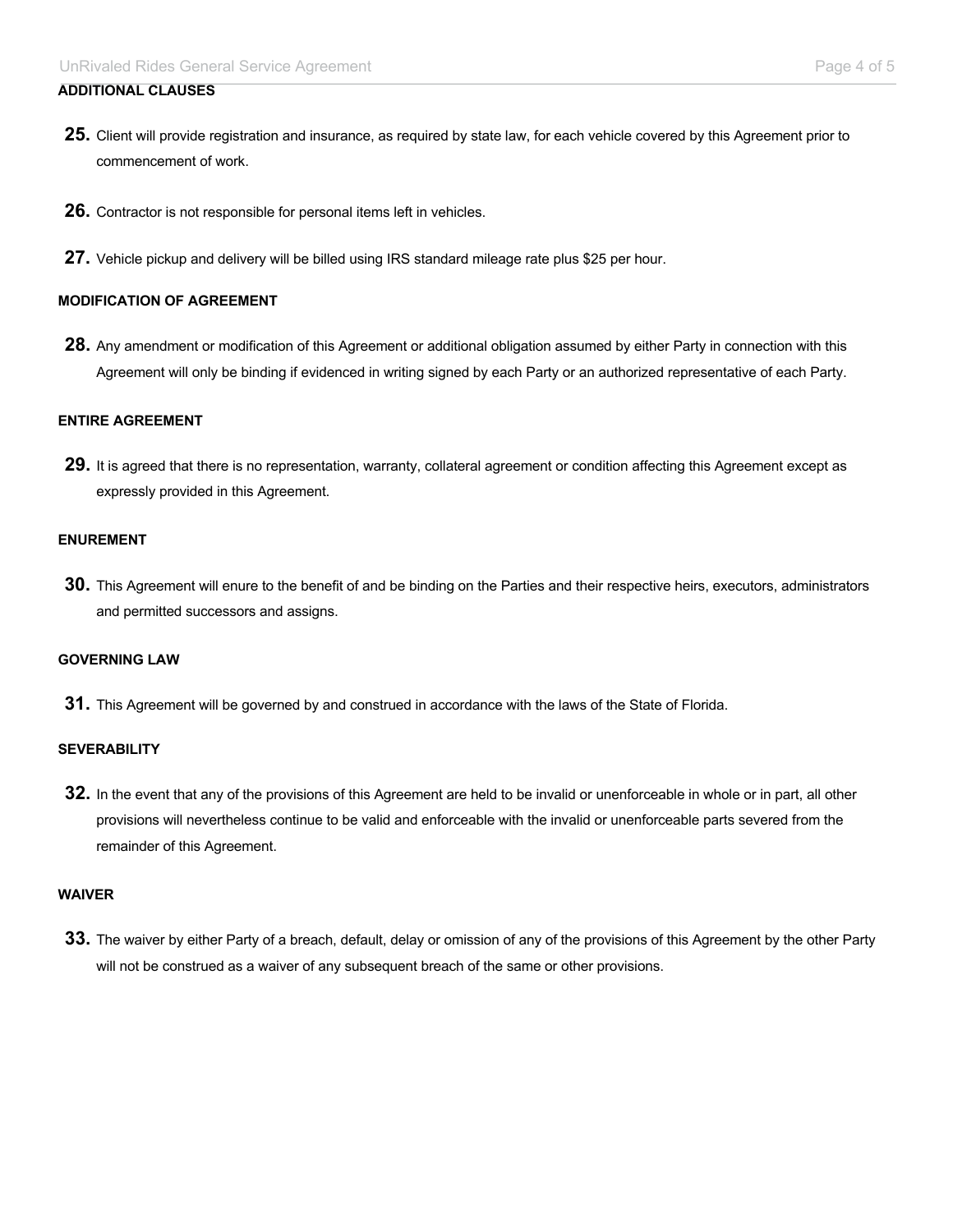### ADDITIONAL CLAUSES

**25.** Client will provide registration and insurance, as required by state law, for each vehicle covered by this Agreement prior to commencement of work.

**26.** Contractor is not responsible for personal items left in vehicles.

**27.** Vehicle pickup and delivery will be billed using IRS standard mileage rate plus $25 per hour.

### MODIFICATION OF AGREEMENT

**28.** Any amendment or modification of this Agreement or additional obligation assumed by either Party in connection with this Agreement will only be binding if evidenced in writing signed by each Party or an authorized representative of each Party.

### ENTIRE AGREEMENT

**29.** It is agreed that there is no representation, warranty, collateral agreement or condition affecting this Agreement except as expressly provided in this Agreement.

### ENUREMENT

**30.** This Agreement will enure to the benefit of and be binding on the Parties and their respective heirs, executors, administrators and permitted successors and assigns.

### GOVERNING LAW

**31.** This Agreement will be governed by and construed in accordance with the laws of the State of Florida.

### SEVERABILITY

**32.** In the event that any of the provisions of this Agreement are held to be invalid or unenforceable in whole or in part, all other provisions will nevertheless continue to be valid and enforceable with the invalid or unenforceable parts severed from the remainder of this Agreement.

### WAIVER

**33.** The waiver by either Party of a breach, default, delay or omission of any of the provisions of this Agreement by the other Party will not be construed as a waiver of any subsequent breach of the same or other provisions.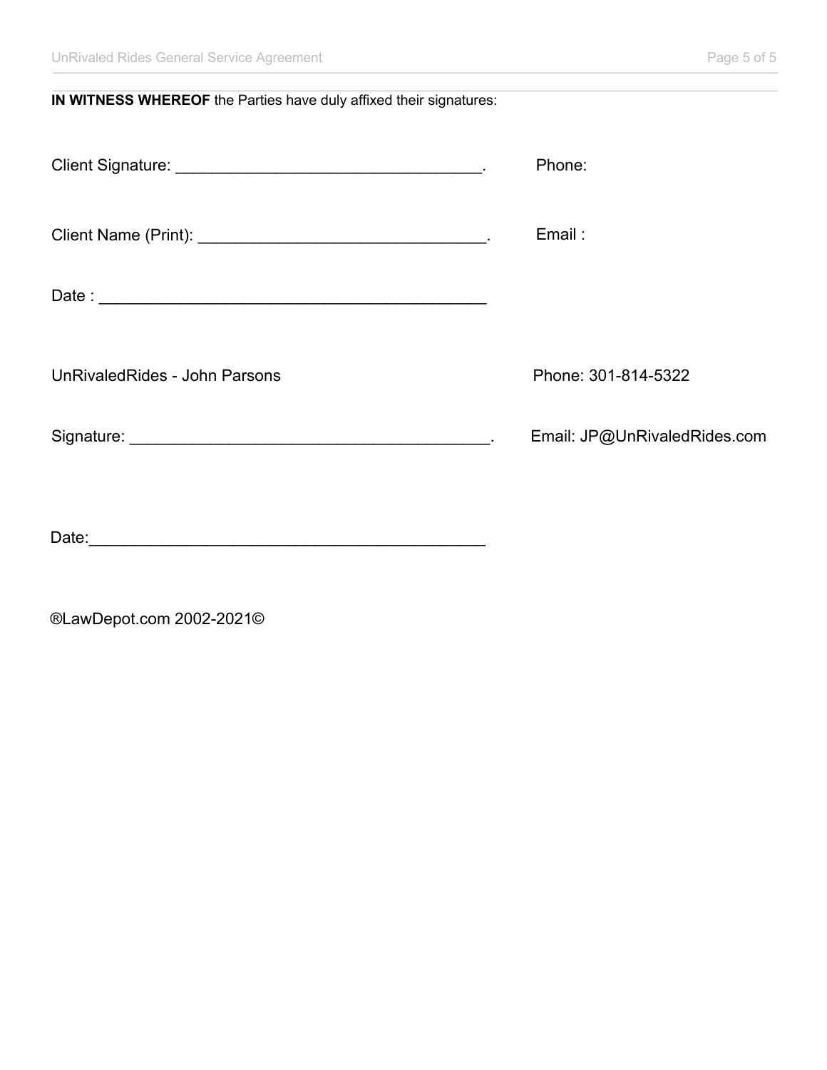**IN WITNESS WHEREOF** the Parties have duly affixed their signatures:

Client Signature: _________________________________. Phone:

Client Name (Print): _______________________________. Email :

Date : __________________________________________

UnRivaledRides - John Parsons Phone: 301-814-5322

Signature: ________________________________________. Email: JP@UnRivaledRides.com

Date:____________________________________________

®LawDepot.com 2002-2021©